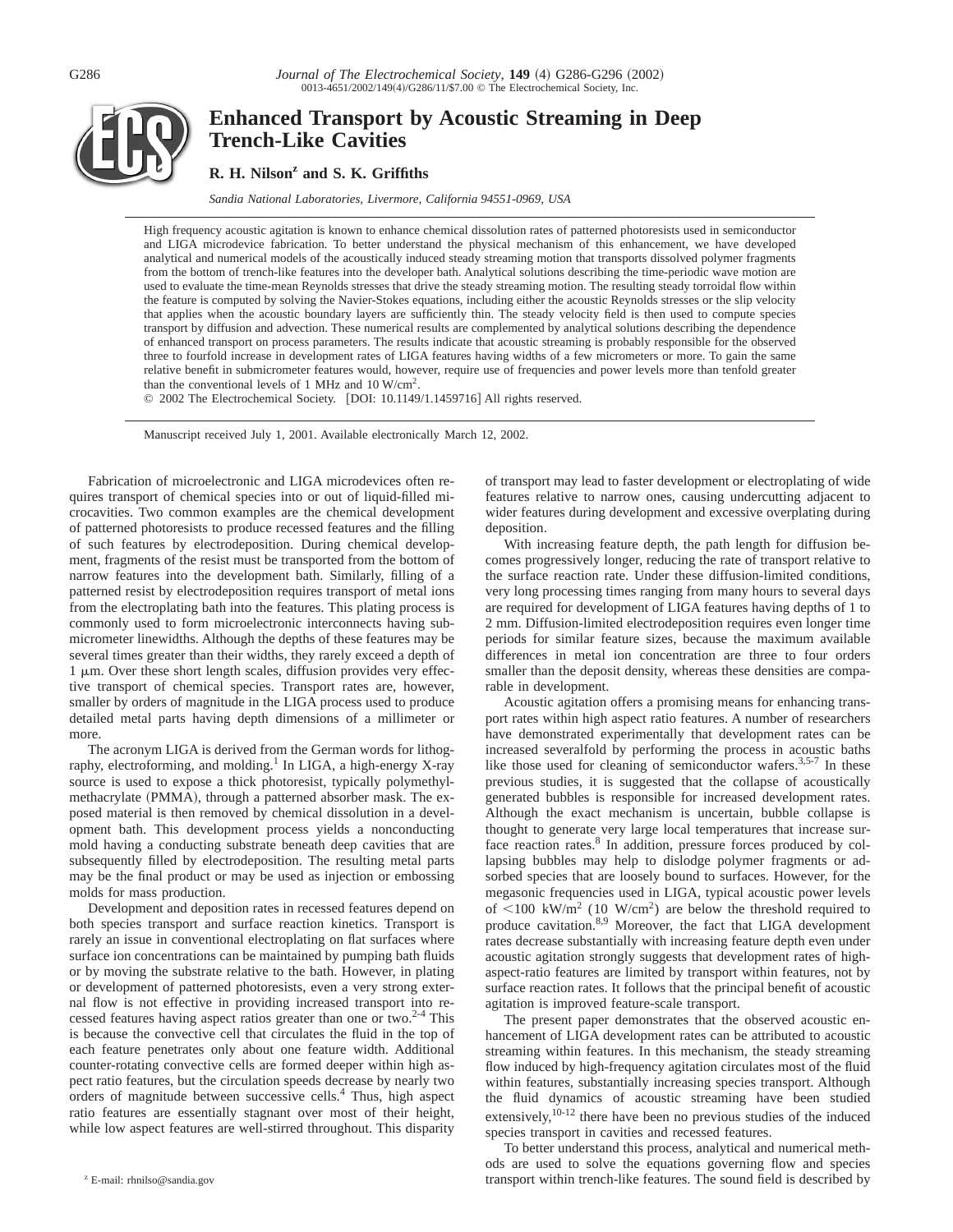# Enhanced Transport by Acoustic Streaming in Deep Trench-Like Cavities

**R. H. Nilson[z] and S. K. Griffiths**

*Sandia National Laboratories, Livermore, California 94551-0969, USA*

High frequency acoustic agitation is known to enhance chemical dissolution rates of patterned photoresists used in semiconductor and LIGA microdevice fabrication. To better understand the physical mechanism of this enhancement, we have developed analytical and numerical models of the acoustically induced steady streaming motion that transports dissolved polymer fragments from the bottom of trench-like features into the developer bath. Analytical solutions describing the time-periodic wave motion are used to evaluate the time-mean Reynolds stresses that drive the steady streaming motion. The resulting steady torroidal flow within the feature is computed by solving the Navier-Stokes equations, including either the acoustic Reynolds stresses or the slip velocity that applies when the acoustic boundary layers are sufficiently thin. The steady velocity field is then used to compute species transport by diffusion and advection. These numerical results are complemented by analytical solutions describing the dependence of enhanced transport on process parameters. The results indicate that acoustic streaming is probably responsible for the observed three to fourfold increase in development rates of LIGA features having widths of a few micrometers or more. To gain the same relative benefit in submicrometer features would, however, require use of frequencies and power levels more than tenfold greater than the conventional levels of 1 MHz and 10 W/cm$^2$.

© 2002 The Electrochemical Society. [DOI: 10.1149/1.1459716] All rights reserved.

Manuscript received July 1, 2001. Available electronically March 12, 2002.

Fabrication of microelectronic and LIGA microdevices often requires transport of chemical species into or out of liquid-filled microcavities. Two common examples are the chemical development of patterned photoresists to produce recessed features and the filling of such features by electrodeposition. During chemical development, fragments of the resist must be transported from the bottom of narrow features into the development bath. Similarly, filling of a patterned resist by electrodeposition requires transport of metal ions from the electroplating bath into the features. This plating process is commonly used to form microelectronic interconnects having submicrometer linewidths. Although the depths of these features may be several times greater than their widths, they rarely exceed a depth of 1 μm. Over these short length scales, diffusion provides very effective transport of chemical species. Transport rates are, however, smaller by orders of magnitude in the LIGA process used to produce detailed metal parts having depth dimensions of a millimeter or more.

The acronym LIGA is derived from the German words for lithography, electroforming, and molding.[1] In LIGA, a high-energy X-ray source is used to expose a thick photoresist, typically polymethylmethacrylate (PMMA), through a patterned absorber mask. The exposed material is then removed by chemical dissolution in a development bath. This development process yields a nonconducting mold having a conducting substrate beneath deep cavities that are subsequently filled by electrodeposition. The resulting metal parts may be the final product or may be used as injection or embossing molds for mass production.

Development and deposition rates in recessed features depend on both species transport and surface reaction kinetics. Transport is rarely an issue in conventional electroplating on flat surfaces where surface ion concentrations can be maintained by pumping bath fluids or by moving the substrate relative to the bath. However, in plating or development of patterned photoresists, even a very strong external flow is not effective in providing increased transport into recessed features having aspect ratios greater than one or two.[2-4] This is because the convective cell that circulates the fluid in the top of each feature penetrates only about one feature width. Additional counter-rotating convective cells are formed deeper within high aspect ratio features, but the circulation speeds decrease by nearly two orders of magnitude between successive cells.[4] Thus, high aspect ratio features are essentially stagnant over most of their height, while low aspect features are well-stirred throughout. This disparity of transport may lead to faster development or electroplating of wide features relative to narrow ones, causing undercutting adjacent to wider features during development and excessive overplating during deposition.

With increasing feature depth, the path length for diffusion becomes progressively longer, reducing the rate of transport relative to the surface reaction rate. Under these diffusion-limited conditions, very long processing times ranging from many hours to several days are required for development of LIGA features having depths of 1 to 2 mm. Diffusion-limited electrodeposition requires even longer time periods for similar feature sizes, because the maximum available differences in metal ion concentration are three to four orders smaller than the deposit density, whereas these densities are comparable in development.

Acoustic agitation offers a promising means for enhancing transport rates within high aspect ratio features. A number of researchers have demonstrated experimentally that development rates can be increased severalfold by performing the process in acoustic baths like those used for cleaning of semiconductor wafers.[3,5-7] In these previous studies, it is suggested that the collapse of acoustically generated bubbles is responsible for increased development rates. Although the exact mechanism is uncertain, bubble collapse is thought to generate very large local temperatures that increase surface reaction rates.[8] In addition, pressure forces produced by collapsing bubbles may help to dislodge polymer fragments or adsorbed species that are loosely bound to surfaces. However, for the megasonic frequencies used in LIGA, typical acoustic power levels of <100 kW/m$^2$ (10 W/cm$^2$) are below the threshold required to produce cavitation.[8,9] Moreover, the fact that LIGA development rates decrease substantially with increasing feature depth even under acoustic agitation strongly suggests that development rates of high-aspect-ratio features are limited by transport within features, not by surface reaction rates. It follows that the principal benefit of acoustic agitation is improved feature-scale transport.

The present paper demonstrates that the observed acoustic enhancement of LIGA development rates can be attributed to acoustic streaming within features. In this mechanism, the steady streaming flow induced by high-frequency agitation circulates most of the fluid within features, substantially increasing species transport. Although the fluid dynamics of acoustic streaming have been studied extensively,[10-12] there have been no previous studies of the induced species transport in cavities and recessed features.

To better understand this process, analytical and numerical methods are used to solve the equations governing flow and species transport within trench-like features. The sound field is described by

[z] E-mail: rhnilso@sandia.gov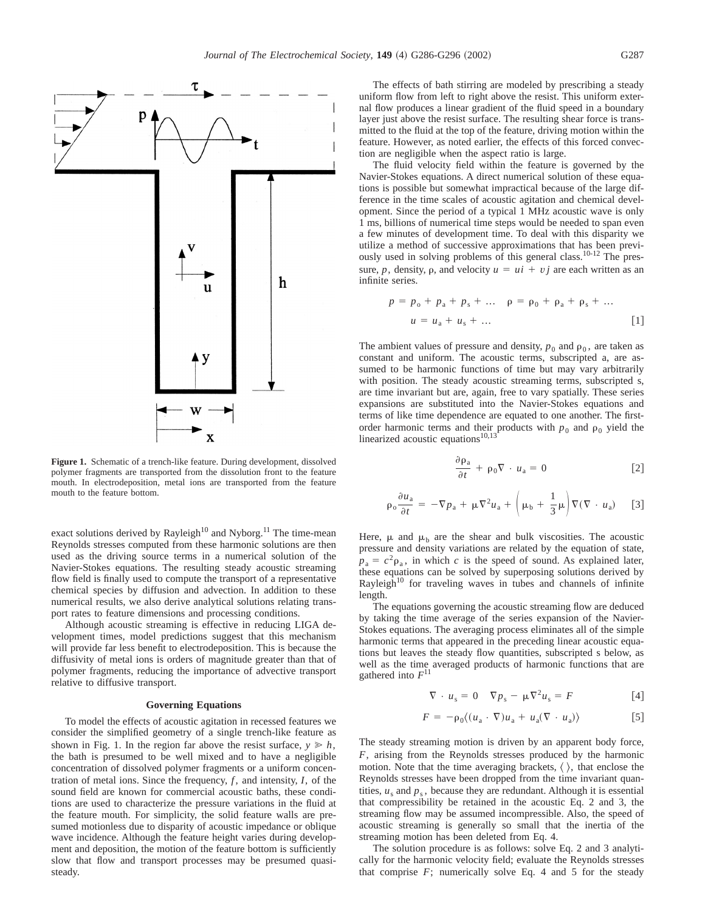Figure 1. Schematic of a trench-like feature. During development, dissolved polymer fragments are transported from the dissolution front to the feature mouth. In electrodeposition, metal ions are transported from the feature mouth to the feature bottom.

exact solutions derived by Rayleigh[10] and Nyborg.[11] The time-mean Reynolds stresses computed from these harmonic solutions are then used as the driving source terms in a numerical solution of the Navier-Stokes equations. The resulting steady acoustic streaming flow field is finally used to compute the transport of a representative chemical species by diffusion and advection. In addition to these numerical results, we also derive analytical solutions relating transport rates to feature dimensions and processing conditions.

Although acoustic streaming is effective in reducing LIGA development times, model predictions suggest that this mechanism will provide far less benefit to electrodeposition. This is because the diffusivity of metal ions is orders of magnitude greater than that of polymer fragments, reducing the importance of advective transport relative to diffusive transport.

## Governing Equations

To model the effects of acoustic agitation in recessed features we consider the simplified geometry of a single trench-like feature as shown in Fig. 1. In the region far above the resist surface, $y \gg h$, the bath is presumed to be well mixed and to have a negligible concentration of dissolved polymer fragments or a uniform concentration of metal ions. Since the frequency, $f$, and intensity, $I$, of the sound field are known for commercial acoustic baths, these conditions are used to characterize the pressure variations in the fluid at the feature mouth. For simplicity, the solid feature walls are presumed motionless due to disparity of acoustic impedance or oblique wave incidence. Although the feature height varies during development and deposition, the motion of the feature bottom is sufficiently slow that flow and transport processes may be presumed quasi-steady.

The effects of bath stirring are modeled by prescribing a steady uniform flow from left to right above the resist. This uniform external flow produces a linear gradient of the fluid speed in a boundary layer just above the resist surface. The resulting shear force is transmitted to the fluid at the top of the feature, driving motion within the feature. However, as noted earlier, the effects of this forced convection are negligible when the aspect ratio is large.

The fluid velocity field within the feature is governed by the Navier-Stokes equations. A direct numerical solution of these equations is possible but somewhat impractical because of the large difference in the time scales of acoustic agitation and chemical development. Since the period of a typical 1 MHz acoustic wave is only 1 ms, billions of numerical time steps would be needed to span even a few minutes of development time. To deal with this disparity we utilize a method of successive approximations that has been previously used in solving problems of this general class.[10-12] The pressure, $p$, density, $\rho$, and velocity $u = ui + vj$ are each written as an infinite series.

$$p = p_o + p_a + p_s + \ldots \quad \rho = \rho_0 + \rho_a + \rho_s + \ldots$$
$$u = u_a + u_s + \ldots \qquad [1]$$

The ambient values of pressure and density, $p_0$ and $\rho_0$, are taken as constant and uniform. The acoustic terms, subscripted a, are assumed to be harmonic functions of time but may vary arbitrarily with position. The steady acoustic streaming terms, subscripted s, are time invariant but are, again, free to vary spatially. These series expansions are substituted into the Navier-Stokes equations and terms of like time dependence are equated to one another. The first-order harmonic terms and their products with $p_0$ and $\rho_0$ yield the linearized acoustic equations[10,13]

$$\frac{\partial \rho_a}{\partial t} + \rho_0 \nabla \cdot u_a = 0 \qquad [2]$$

$$\rho_o \frac{\partial u_a}{\partial t} = -\nabla p_a + \mu \nabla^2 u_a + \left(\mu_b + \frac{1}{3}\mu\right)\nabla(\nabla \cdot u_a) \qquad [3]$$

Here, $\mu$ and $\mu_b$ are the shear and bulk viscosities. The acoustic pressure and density variations are related by the equation of state, $p_a = c^2\rho_a$, in which $c$ is the speed of sound. As explained later, these equations can be solved by superposing solutions derived by Rayleigh[10] for traveling waves in tubes and channels of infinite length.

The equations governing the acoustic streaming flow are deduced by taking the time average of the series expansion of the Navier-Stokes equations. The averaging process eliminates all of the simple harmonic terms that appeared in the preceding linear acoustic equations but leaves the steady flow quantities, subscripted s below, as well as the time averaged products of harmonic functions that are gathered into $F$[11]

$$\nabla \cdot u_s = 0 \quad \nabla p_s - \mu \nabla^2 u_s = F \qquad [4]$$

$$F = -\rho_0 \langle (u_a \cdot \nabla)u_a + u_a(\nabla \cdot u_a)\rangle \qquad [5]$$

The steady streaming motion is driven by an apparent body force, $F$, arising from the Reynolds stresses produced by the harmonic motion. Note that the time averaging brackets, $\langle\,\rangle$, that enclose the Reynolds stresses have been dropped from the time invariant quantities, $u_s$ and $p_s$, because they are redundant. Although it is essential that compressibility be retained in the acoustic Eq. 2 and 3, the streaming flow may be assumed incompressible. Also, the speed of acoustic streaming is generally so small that the inertia of the streaming motion has been deleted from Eq. 4.

The solution procedure is as follows: solve Eq. 2 and 3 analytically for the harmonic velocity field; evaluate the Reynolds stresses that comprise $F$; numerically solve Eq. 4 and 5 for the steady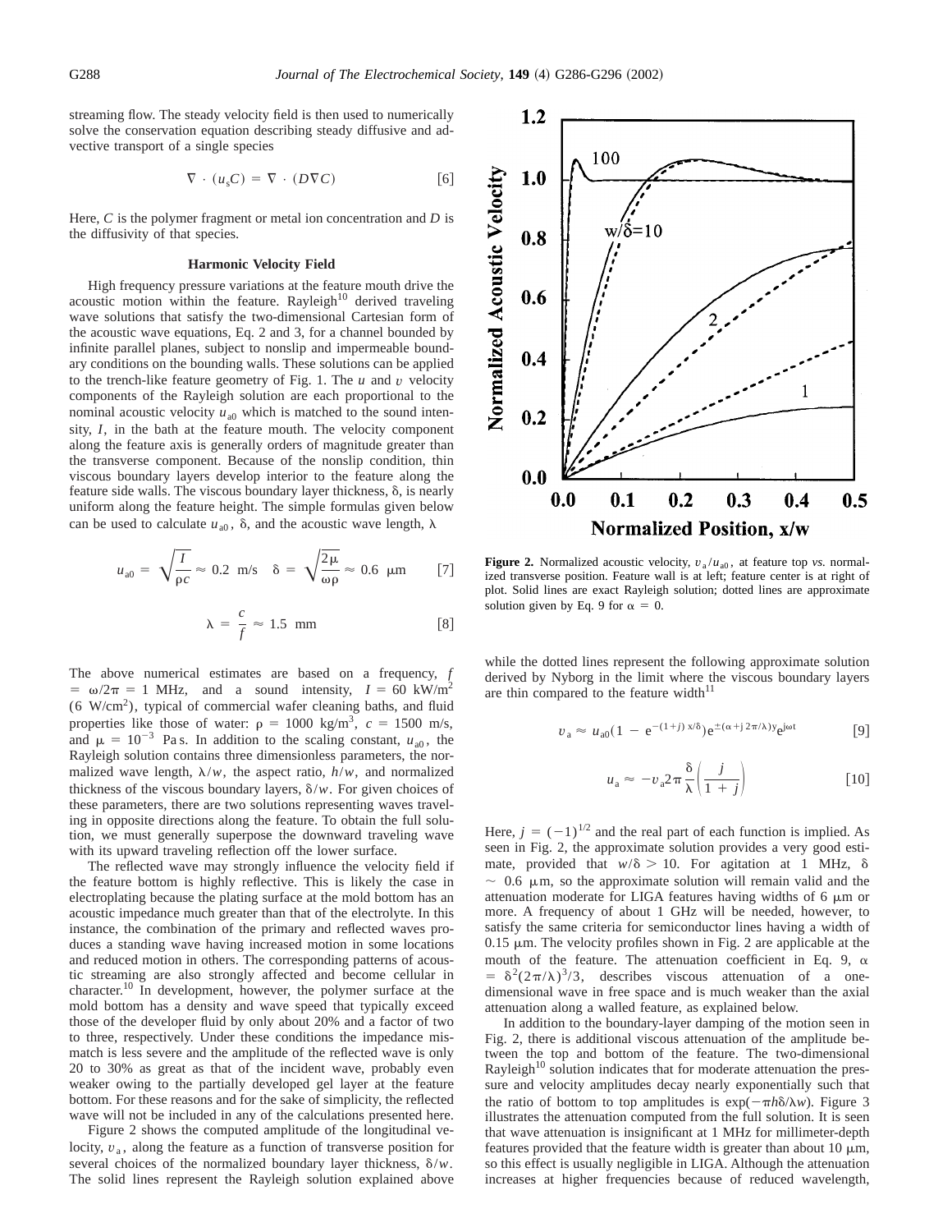streaming flow. The steady velocity field is then used to numerically solve the conservation equation describing steady diffusive and advective transport of a single species

$$\nabla \cdot (u_s C) = \nabla \cdot (D \nabla C) \quad [6]$$

Here, $C$ is the polymer fragment or metal ion concentration and $D$ is the diffusivity of that species.

### Harmonic Velocity Field

High frequency pressure variations at the feature mouth drive the acoustic motion within the feature. Rayleigh[10] derived traveling wave solutions that satisfy the two-dimensional Cartesian form of the acoustic wave equations, Eq. 2 and 3, for a channel bounded by infinite parallel planes, subject to nonslip and impermeable boundary conditions on the bounding walls. These solutions can be applied to the trench-like feature geometry of Fig. 1. The $u$ and $v$ velocity components of the Rayleigh solution are each proportional to the nominal acoustic velocity $u_{a0}$ which is matched to the sound intensity, $I$, in the bath at the feature mouth. The velocity component along the feature axis is generally orders of magnitude greater than the transverse component. Because of the nonslip condition, thin viscous boundary layers develop interior to the feature along the feature side walls. The viscous boundary layer thickness, $\delta$, is nearly uniform along the feature height. The simple formulas given below can be used to calculate $u_{a0}$, $\delta$, and the acoustic wave length, $\lambda$

$$u_{a0} = \sqrt{\frac{I}{\rho c}} \approx 0.2 \text{ m/s} \quad \delta = \sqrt{\frac{2\mu}{\omega\rho}} \approx 0.6 \ \mu\text{m} \quad [7]$$

$$\lambda = \frac{c}{f} \approx 1.5 \text{ mm} \quad [8]$$

The above numerical estimates are based on a frequency, $f = \omega/2\pi = 1$ MHz, and a sound intensity, $I = 60$ kW/m$^2$ (6 W/cm$^2$), typical of commercial wafer cleaning baths, and fluid properties like those of water: $\rho = 1000$ kg/m$^3$, $c = 1500$ m/s, and $\mu = 10^{-3}$ Pa s. In addition to the scaling constant, $u_{a0}$, the Rayleigh solution contains three dimensionless parameters, the normalized wave length, $\lambda/w$, the aspect ratio, $h/w$, and normalized thickness of the viscous boundary layers, $\delta/w$. For given choices of these parameters, there are two solutions representing waves traveling in opposite directions along the feature. To obtain the full solution, we must generally superpose the downward traveling wave with its upward traveling reflection off the lower surface.

The reflected wave may strongly influence the velocity field if the feature bottom is highly reflective. This is likely the case in electroplating because the plating surface at the mold bottom has an acoustic impedance much greater than that of the electrolyte. In this instance, the combination of the primary and reflected waves produces a standing wave having increased motion in some locations and reduced motion in others. The corresponding patterns of acoustic streaming are also strongly affected and become cellular in character.[10] In development, however, the polymer surface at the mold bottom has a density and wave speed that typically exceed those of the developer fluid by only about 20% and a factor of two to three, respectively. Under these conditions the impedance mismatch is less severe and the amplitude of the reflected wave is only 20 to 30% as great as that of the incident wave, probably even weaker owing to the partially developed gel layer at the feature bottom. For these reasons and for the sake of simplicity, the reflected wave will not be included in any of the calculations presented here.

Figure 2 shows the computed amplitude of the longitudinal velocity, $v_a$, along the feature as a function of transverse position for several choices of the normalized boundary layer thickness, $\delta/w$. The solid lines represent the Rayleigh solution explained above while the dotted lines represent the following approximate solution derived by Nyborg in the limit where the viscous boundary layers are thin compared to the feature width[11]

1.2
1.0
0.8
0.6
0.4
0.2
0.0
Normalized Acoustic Velocity
100
w/δ=10
2
1
0.0 0.1 0.2 0.3 0.4 0.5
Normalized Position, x/w

**Figure 2.** Normalized acoustic velocity, $v_a/u_{a0}$, at feature top *vs.* normalized transverse position. Feature wall is at left; feature center is at right of plot. Solid lines are exact Rayleigh solution; dotted lines are approximate solution given by Eq. 9 for $\alpha = 0$.

$$v_a \approx u_{a0}(1 - e^{-(1+j)\,x/\delta})e^{\pm(\alpha + j\,2\pi/\lambda)y}e^{j\omega t} \quad [9]$$

$$u_a \approx -v_a 2\pi \frac{\delta}{\lambda}\left(\frac{j}{1+j}\right) \quad [10]$$

Here, $j = (-1)^{1/2}$ and the real part of each function is implied. As seen in Fig. 2, the approximate solution provides a very good estimate, provided that $w/\delta > 10$. For agitation at 1 MHz, $\delta \sim 0.6$ μm, so the approximate solution will remain valid and the attenuation moderate for LIGA features having widths of 6 μm or more. A frequency of about 1 GHz will be needed, however, to satisfy the same criteria for semiconductor lines having a width of 0.15 μm. The velocity profiles shown in Fig. 2 are applicable at the mouth of the feature. The attenuation coefficient in Eq. 9, $\alpha = \delta^2(2\pi/\lambda)^3/3$, describes viscous attenuation of a one-dimensional wave in free space and is much weaker than the axial attenuation along a walled feature, as explained below.

In addition to the boundary-layer damping of the motion seen in Fig. 2, there is additional viscous attenuation of the amplitude between the top and bottom of the feature. The two-dimensional Rayleigh[10] solution indicates that for moderate attenuation the pressure and velocity amplitudes decay nearly exponentially such that the ratio of bottom to top amplitudes is $\exp(-\pi h\delta/\lambda w)$. Figure 3 illustrates the attenuation computed from the full solution. It is seen that wave attenuation is insignificant at 1 MHz for millimeter-depth features provided that the feature width is greater than about 10 μm, so this effect is usually negligible in LIGA. Although the attenuation increases at higher frequencies because of reduced wavelength,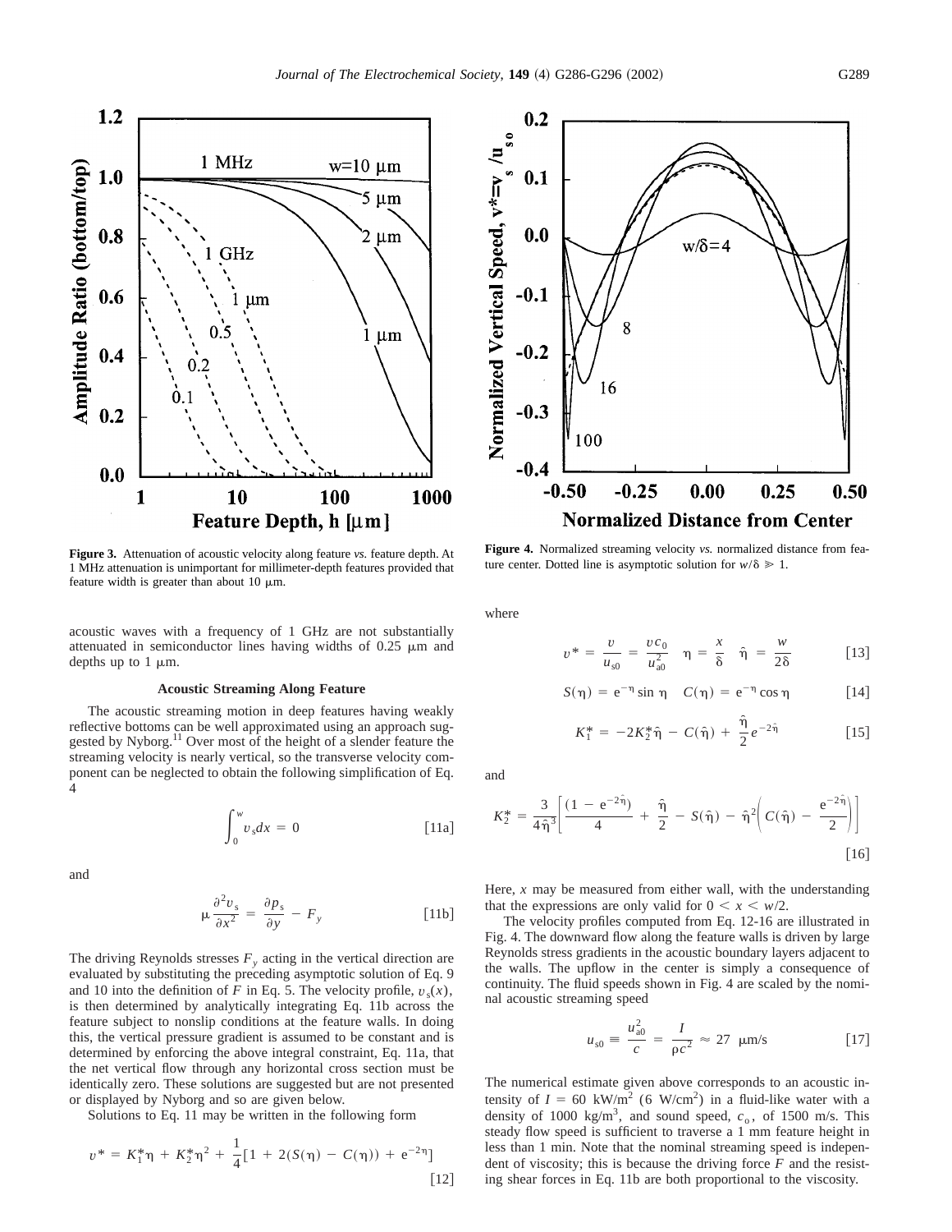1.2

1.0

0.8

0.6

0.4

0.2

0.0

Amplitude Ratio (bottom/top)

1 MHz

w=10 μm

5 μm

2 μm

1 μm

1 GHz

1 μm

0.5

0.2

0.1

1

10

100

1000

Feature Depth, h [μm]

**Figure 3.** Attenuation of acoustic velocity along feature *vs.* feature depth. At 1 MHz attenuation is unimportant for millimeter-depth features provided that feature width is greater than about 10 μm.

0.2

0.1

0.0

-0.1

-0.2

-0.3

-0.4

Normalized Vertical Speed, v*=v$_s$/u$_{so}$

w/δ=4

8

16

100

-0.50

-0.25

0.00

0.25

0.50

Normalized Distance from Center

**Figure 4.** Normalized streaming velocity *vs.* normalized distance from feature center. Dotted line is asymptotic solution for $w/\delta \gg 1$.

acoustic waves with a frequency of 1 GHz are not substantially attenuated in semiconductor lines having widths of 0.25 μm and depths up to 1 μm.

### Acoustic Streaming Along Feature

The acoustic streaming motion in deep features having weakly reflective bottoms can be well approximated using an approach suggested by Nyborg.[11] Over most of the height of a slender feature the streaming velocity is nearly vertical, so the transverse velocity component can be neglected to obtain the following simplification of Eq. 4

$$\int_0^w v_s dx = 0 \qquad [11a]$$

and

$$\mu \frac{\partial^2 v_s}{\partial x^2} = \frac{\partial p_s}{\partial y} - F_y \qquad [11b]$$

The driving Reynolds stresses $F_y$ acting in the vertical direction are evaluated by substituting the preceding asymptotic solution of Eq. 9 and 10 into the definition of $F$ in Eq. 5. The velocity profile, $v_s(x)$, is then determined by analytically integrating Eq. 11b across the feature subject to nonslip conditions at the feature walls. In doing this, the vertical pressure gradient is assumed to be constant and is determined by enforcing the above integral constraint, Eq. 11a, that the net vertical flow through any horizontal cross section must be identically zero. These solutions are suggested but are not presented or displayed by Nyborg and so are given below.

Solutions to Eq. 11 may be written in the following form

$$v^* = K_1^* \eta + K_2^* \eta^2 + \frac{1}{4}[1 + 2(S(\eta) - C(\eta)) + e^{-2\eta}] \qquad [12]$$

where

$$v^* = \frac{v}{u_{s0}} = \frac{v c_0}{u_{a0}^2} \quad \eta = \frac{x}{\delta} \quad \hat{\eta} = \frac{w}{2\delta} \qquad [13]$$

$$S(\eta) = e^{-\eta} \sin \eta \quad C(\eta) = e^{-\eta} \cos \eta \qquad [14]$$

$$K_1^* = -2K_2^* \hat{\eta} - C(\hat{\eta}) + \frac{\hat{\eta}}{2} e^{-2\hat{\eta}} \qquad [15]$$

and

$$K_2^* = \frac{3}{4\hat{\eta}^3}\left[\frac{(1 - e^{-2\hat{\eta}})}{4} + \frac{\hat{\eta}}{2} - S(\hat{\eta}) - \hat{\eta}^2\left(C(\hat{\eta}) - \frac{e^{-2\hat{\eta}}}{2}\right)\right] \qquad [16]$$

Here, $x$ may be measured from either wall, with the understanding that the expressions are only valid for $0 < x < w/2$.

The velocity profiles computed from Eq. 12-16 are illustrated in Fig. 4. The downward flow along the feature walls is driven by large Reynolds stress gradients in the acoustic boundary layers adjacent to the walls. The upflow in the center is simply a consequence of continuity. The fluid speeds shown in Fig. 4 are scaled by the nominal acoustic streaming speed

$$u_{s0} \equiv \frac{u_{a0}^2}{c} = \frac{I}{\rho c^2} \approx 27 \ \mu\text{m/s} \qquad [17]$$

The numerical estimate given above corresponds to an acoustic intensity of $I = 60$ kW/m$^2$ (6 W/cm$^2$) in a fluid-like water with a density of 1000 kg/m$^3$, and sound speed, $c_o$, of 1500 m/s. This steady flow speed is sufficient to traverse a 1 mm feature height in less than 1 min. Note that the nominal streaming speed is independent of viscosity; this is because the driving force $F$ and the resisting shear forces in Eq. 11b are both proportional to the viscosity.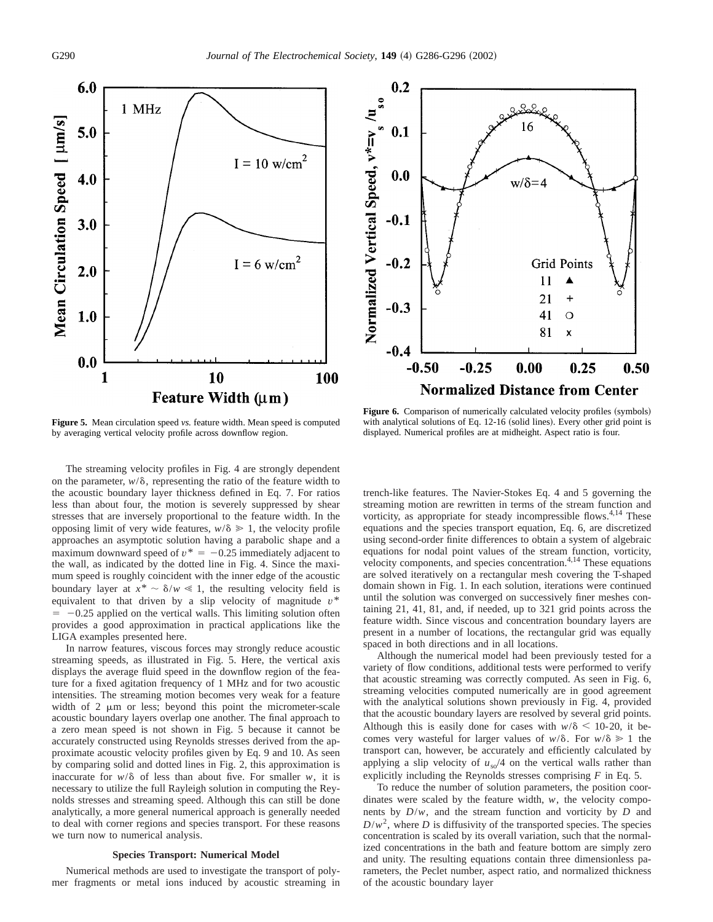1 MHz

I = 10 w/cm²

I = 6 w/cm²

Mean Circulation Speed [ μm/s]

0.0 1.0 2.0 3.0 4.0 5.0 6.0

1 10 100

Feature Width (μm)

**Figure 5.** Mean circulation speed *vs.* feature width. Mean speed is computed by averaging vertical velocity profile across downflow region.

Normalized Vertical Speed, v*=v_s /u_so

0.2 0.1 0.0 -0.1 -0.2 -0.3 -0.4

-0.50 -0.25 0.00 0.25 0.50

Normalized Distance from Center

16

w/δ=4

Grid Points
11 ▲
21 +
41 O
81 x

**Figure 6.** Comparison of numerically calculated velocity profiles (symbols) with analytical solutions of Eq. 12-16 (solid lines). Every other grid point is displayed. Numerical profiles are at midheight. Aspect ratio is four.

The streaming velocity profiles in Fig. 4 are strongly dependent on the parameter, $w/\delta$, representing the ratio of the feature width to the acoustic boundary layer thickness defined in Eq. 7. For ratios less than about four, the motion is severely suppressed by shear stresses that are inversely proportional to the feature width. In the opposing limit of very wide features, $w/\delta \gg 1$, the velocity profile approaches an asymptotic solution having a parabolic shape and a maximum downward speed of $v^* = -0.25$ immediately adjacent to the wall, as indicated by the dotted line in Fig. 4. Since the maximum speed is roughly coincident with the inner edge of the acoustic boundary layer at $x^* \sim \delta/w \ll 1$, the resulting velocity field is equivalent to that driven by a slip velocity of magnitude $v^* = -0.25$ applied on the vertical walls. This limiting solution often provides a good approximation in practical applications like the LIGA examples presented here.

In narrow features, viscous forces may strongly reduce acoustic streaming speeds, as illustrated in Fig. 5. Here, the vertical axis displays the average fluid speed in the downflow region of the feature for a fixed agitation frequency of 1 MHz and for two acoustic intensities. The streaming motion becomes very weak for a feature width of 2 μm or less; beyond this point the micrometer-scale acoustic boundary layers overlap one another. The final approach to a zero mean speed is not shown in Fig. 5 because it cannot be accurately constructed using Reynolds stresses derived from the approximate acoustic velocity profiles given by Eq. 9 and 10. As seen by comparing solid and dotted lines in Fig. 2, this approximation is inaccurate for $w/\delta$ of less than about five. For smaller $w$, it is necessary to utilize the full Rayleigh solution in computing the Reynolds stresses and streaming speed. Although this can still be done analytically, a more general numerical approach is generally needed to deal with corner regions and species transport. For these reasons we turn now to numerical analysis.

### Species Transport: Numerical Model

Numerical methods are used to investigate the transport of polymer fragments or metal ions induced by acoustic streaming in trench-like features. The Navier-Stokes Eq. 4 and 5 governing the streaming motion are rewritten in terms of the stream function and vorticity, as appropriate for steady incompressible flows.[4,14] These equations and the species transport equation, Eq. 6, are discretized using second-order finite differences to obtain a system of algebraic equations for nodal point values of the stream function, vorticity, velocity components, and species concentration.[4,14] These equations are solved iteratively on a rectangular mesh covering the T-shaped domain shown in Fig. 1. In each solution, iterations were continued until the solution was converged on successively finer meshes containing 21, 41, 81, and, if needed, up to 321 grid points across the feature width. Since viscous and concentration boundary layers are present in a number of locations, the rectangular grid was equally spaced in both directions and in all locations.

Although the numerical model had been previously tested for a variety of flow conditions, additional tests were performed to verify that acoustic streaming was correctly computed. As seen in Fig. 6, streaming velocities computed numerically are in good agreement with the analytical solutions shown previously in Fig. 4, provided that the acoustic boundary layers are resolved by several grid points. Although this is easily done for cases with $w/\delta < 10\text{-}20$, it becomes very wasteful for larger values of $w/\delta$. For $w/\delta \gg 1$ the transport can, however, be accurately and efficiently calculated by applying a slip velocity of $u_{so}/4$ on the vertical walls rather than explicitly including the Reynolds stresses comprising $F$ in Eq. 5.

To reduce the number of solution parameters, the position coordinates were scaled by the feature width, $w$, the velocity components by $D/w$, and the stream function and vorticity by $D$ and $D/w^2$, where $D$ is diffusivity of the transported species. The species concentration is scaled by its overall variation, such that the normalized concentrations in the bath and feature bottom are simply zero and unity. The resulting equations contain three dimensionless parameters, the Peclet number, aspect ratio, and normalized thickness of the acoustic boundary layer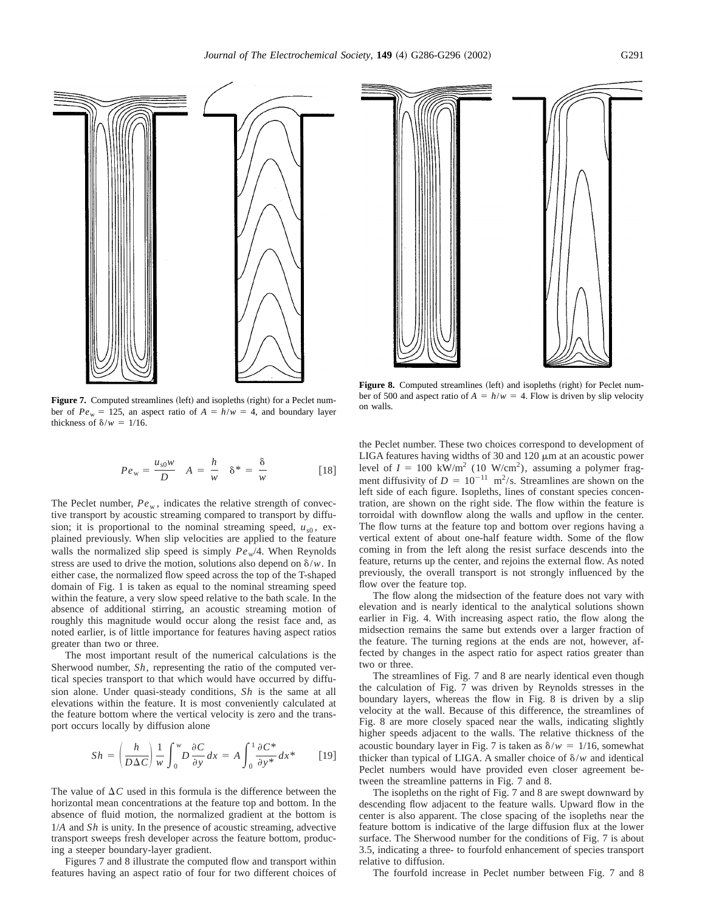**Figure 7.** Computed streamlines (left) and isopleths (right) for a Peclet number of $Pe_w = 125$, an aspect ratio of $A = h/w = 4$, and boundary layer thickness of $\delta/w = 1/16$.

**Figure 8.** Computed streamlines (left) and isopleths (right) for Peclet number of 500 and aspect ratio of $A = h/w = 4$. Flow is driven by slip velocity on walls.

$$Pe_w = \frac{u_{s0}w}{D} \quad A = \frac{h}{w} \quad \delta^* = \frac{\delta}{w} \qquad [18]$$

The Peclet number, $Pe_w$, indicates the relative strength of convective transport by acoustic streaming compared to transport by diffusion; it is proportional to the nominal streaming speed, $u_{s0}$, explained previously. When slip velocities are applied to the feature walls the normalized slip speed is simply $Pe_w/4$. When Reynolds stress are used to drive the motion, solutions also depend on $\delta/w$. In either case, the normalized flow speed across the top of the T-shaped domain of Fig. 1 is taken as equal to the nominal streaming speed within the feature, a very slow speed relative to the bath scale. In the absence of additional stirring, an acoustic streaming motion of roughly this magnitude would occur along the resist face and, as noted earlier, is of little importance for features having aspect ratios greater than two or three.

The most important result of the numerical calculations is the Sherwood number, $Sh$, representing the ratio of the computed vertical species transport to that which would have occurred by diffusion alone. Under quasi-steady conditions, $Sh$ is the same at all elevations within the feature. It is most conveniently calculated at the feature bottom where the vertical velocity is zero and the transport occurs locally by diffusion alone

$$Sh = \left(\frac{h}{D\Delta C}\right)\frac{1}{w}\int_0^w D\frac{\partial C}{\partial y}dx = A\int_0^1 \frac{\partial C^*}{\partial y^*}dx^* \qquad [19]$$

The value of $\Delta C$ used in this formula is the difference between the horizontal mean concentrations at the feature top and bottom. In the absence of fluid motion, the normalized gradient at the bottom is $1/A$ and $Sh$ is unity. In the presence of acoustic streaming, advective transport sweeps fresh developer across the feature bottom, producing a steeper boundary-layer gradient.

Figures 7 and 8 illustrate the computed flow and transport within features having an aspect ratio of four for two different choices of the Peclet number. These two choices correspond to development of LIGA features having widths of 30 and 120 μm at an acoustic power level of $I = 100$ kW/m$^2$ (10 W/cm$^2$), assuming a polymer fragment diffusivity of $D = 10^{-11}$ m$^2$/s. Streamlines are shown on the left side of each figure. Isopleths, lines of constant species concentration, are shown on the right side. The flow within the feature is torroidal with downflow along the walls and upflow in the center. The flow turns at the feature top and bottom over regions having a vertical extent of about one-half feature width. Some of the flow coming in from the left along the resist surface descends into the feature, returns up the center, and rejoins the external flow. As noted previously, the overall transport is not strongly influenced by the flow over the feature top.

The flow along the midsection of the feature does not vary with elevation and is nearly identical to the analytical solutions shown earlier in Fig. 4. With increasing aspect ratio, the flow along the midsection remains the same but extends over a larger fraction of the feature. The turning regions at the ends are not, however, affected by changes in the aspect ratio for aspect ratios greater than two or three.

The streamlines of Fig. 7 and 8 are nearly identical even though the calculation of Fig. 7 was driven by Reynolds stresses in the boundary layers, whereas the flow in Fig. 8 is driven by a slip velocity at the wall. Because of this difference, the streamlines of Fig. 8 are more closely spaced near the walls, indicating slightly higher speeds adjacent to the walls. The relative thickness of the acoustic boundary layer in Fig. 7 is taken as $\delta/w = 1/16$, somewhat thicker than typical of LIGA. A smaller choice of $\delta/w$ and identical Peclet numbers would have provided even closer agreement between the streamline patterns in Fig. 7 and 8.

The isopleths on the right of Fig. 7 and 8 are swept downward by descending flow adjacent to the feature walls. Upward flow in the center is also apparent. The close spacing of the isopleths near the feature bottom is indicative of the large diffusion flux at the lower surface. The Sherwood number for the conditions of Fig. 7 is about 3.5, indicating a three- to fourfold enhancement of species transport relative to diffusion.

The fourfold increase in Peclet number between Fig. 7 and 8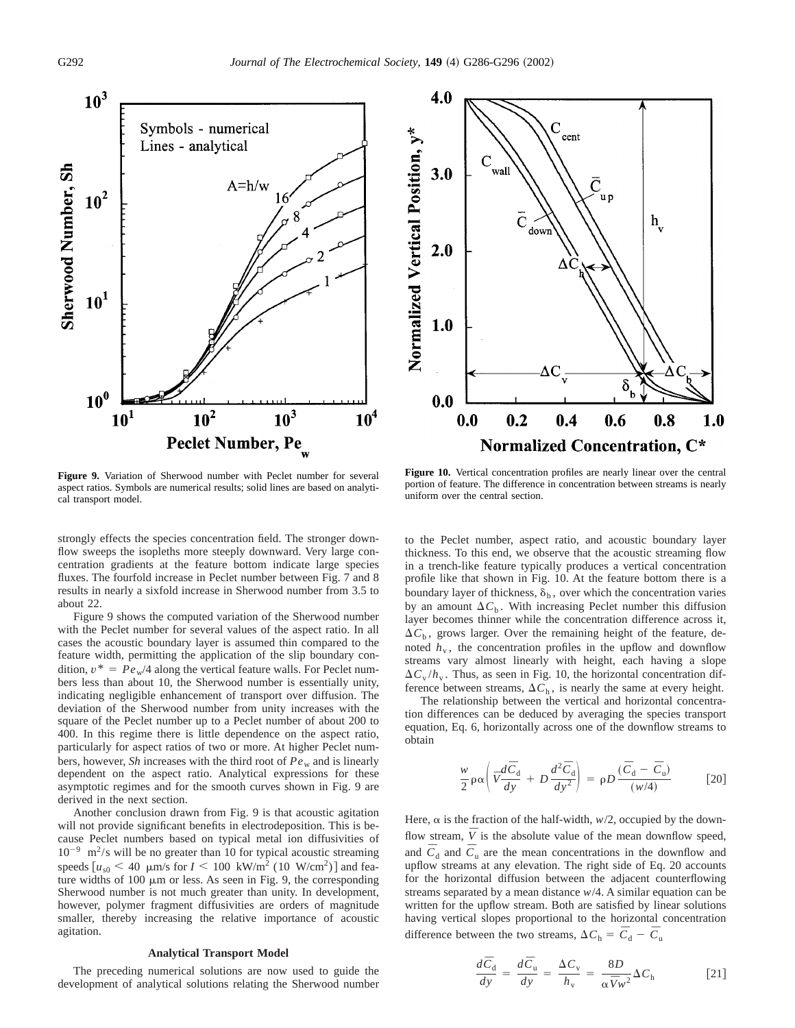Symbols - numerical
Lines - analytical

A=h/w

16

8

4

2

1

Sherwood Number, Sh

Peclet Number, $Pe_w$

**Figure 9.** Variation of Sherwood number with Peclet number for several aspect ratios. Symbols are numerical results; solid lines are based on analytical transport model.

$C_{cent}$

$C_{wall}$

$\bar{C}_{up}$

$\bar{C}_{down}$

$\Delta C_h$

$h_v$

$\Delta C_v$

$\Delta C_b$

$\delta_b$

Normalized Vertical Position, $y^*$

Normalized Concentration, $C^*$

**Figure 10.** Vertical concentration profiles are nearly linear over the central portion of feature. The difference in concentration between streams is nearly uniform over the central section.

strongly effects the species concentration field. The stronger downflow sweeps the isopleths more steeply downward. Very large concentration gradients at the feature bottom indicate large species fluxes. The fourfold increase in Peclet number between Fig. 7 and 8 results in nearly a sixfold increase in Sherwood number from 3.5 to about 22.

Figure 9 shows the computed variation of the Sherwood number with the Peclet number for several values of the aspect ratio. In all cases the acoustic boundary layer is assumed thin compared to the feature width, permitting the application of the slip boundary condition, $v^* = Pe_w/4$ along the vertical feature walls. For Peclet numbers less than about 10, the Sherwood number is essentially unity, indicating negligible enhancement of transport over diffusion. The deviation of the Sherwood number from unity increases with the square of the Peclet number up to a Peclet number of about 200 to 400. In this regime there is little dependence on the aspect ratio, particularly for aspect ratios of two or more. At higher Peclet numbers, however, $Sh$ increases with the third root of $Pe_w$ and is linearly dependent on the aspect ratio. Analytical expressions for these asymptotic regimes and for the smooth curves shown in Fig. 9 are derived in the next section.

Another conclusion drawn from Fig. 9 is that acoustic agitation will not provide significant benefits in electrodeposition. This is because Peclet numbers based on typical metal ion diffusivities of $10^{-9}$ $m^2/s$ will be no greater than 10 for typical acoustic streaming speeds [$u_{s0} < 40$ μm/s for $I < 100$ $kW/m^2$ (10 $W/cm^2$)] and feature widths of 100 μm or less. As seen in Fig. 9, the corresponding Sherwood number is not much greater than unity. In development, however, polymer fragment diffusivities are orders of magnitude smaller, thereby increasing the relative importance of acoustic agitation.

### Analytical Transport Model

The preceding numerical solutions are now used to guide the development of analytical solutions relating the Sherwood number to the Peclet number, aspect ratio, and acoustic boundary layer thickness. To this end, we observe that the acoustic streaming flow in a trench-like feature typically produces a vertical concentration profile like that shown in Fig. 10. At the feature bottom there is a boundary layer of thickness, $\delta_b$, over which the concentration varies by an amount $\Delta C_b$. With increasing Peclet number this diffusion layer becomes thinner while the concentration difference across it, $\Delta C_b$, grows larger. Over the remaining height of the feature, denoted $h_v$, the concentration profiles in the upflow and downflow streams vary almost linearly with height, each having a slope $\Delta C_v/h_v$. Thus, as seen in Fig. 10, the horizontal concentration difference between streams, $\Delta C_h$, is nearly the same at every height.

The relationship between the vertical and horizontal concentration differences can be deduced by averaging the species transport equation, Eq. 6, horizontally across one of the downflow streams to obtain

$$\frac{w}{2}\rho\alpha\left(\bar{V}\frac{d\bar{C}_d}{dy} + D\frac{d^2\bar{C}_d}{dy^2}\right) = \rho D\frac{(\bar{C}_d - \bar{C}_u)}{(w/4)} \qquad [20]$$

Here, $\alpha$ is the fraction of the half-width, $w/2$, occupied by the downflow stream, $\bar{V}$ is the absolute value of the mean downflow speed, and $\bar{C}_d$ and $\bar{C}_u$ are the mean concentrations in the downflow and upflow streams at any elevation. The right side of Eq. 20 accounts for the horizontal diffusion between the adjacent counterflowing streams separated by a mean distance $w/4$. A similar equation can be written for the upflow stream. Both are satisfied by linear solutions having vertical slopes proportional to the horizontal concentration difference between the two streams, $\Delta C_h = \bar{C}_d - \bar{C}_u$

$$\frac{d\bar{C}_d}{dy} = \frac{d\bar{C}_u}{dy} = \frac{\Delta C_v}{h_v} = \frac{8D}{\alpha\bar{V}w^2}\Delta C_h \qquad [21]$$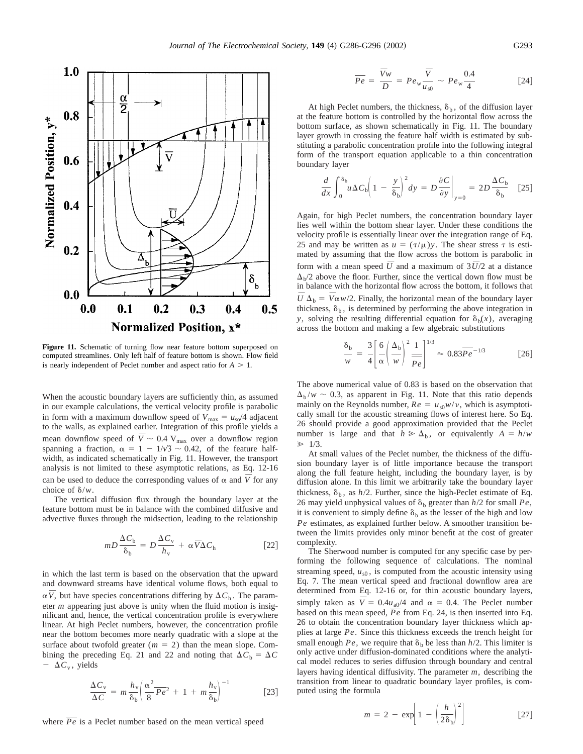1.0

$\frac{\alpha}{2}$

0.8

Normalized Position, y*

0.6

$\overline{V}$

0.4

$\overline{U}$

0.2

$\Delta_b$

$\delta_b$

0.0

0.0 0.1 0.2 0.3 0.4 0.5

Normalized Position, x*

**Figure 11.** Schematic of turning flow near feature bottom superposed on computed streamlines. Only left half of feature bottom is shown. Flow field is nearly independent of Peclet number and aspect ratio for $A > 1$.

When the acoustic boundary layers are sufficiently thin, as assumed in our example calculations, the vertical velocity profile is parabolic in form with a maximum downflow speed of $V_{max} = u_{so}/4$ adjacent to the walls, as explained earlier. Integration of this profile yields a mean downflow speed of $\overline{V} \sim 0.4\ V_{max}$ over a downflow region spanning a fraction, $\alpha = 1 - 1/\sqrt{3} \sim 0.42$, of the feature half-width, as indicated schematically in Fig. 11. However, the transport analysis is not limited to these asymptotic relations, as Eq. 12-16 can be used to deduce the corresponding values of $\alpha$ and $\overline{V}$ for any choice of $\delta/w$.

The vertical diffusion flux through the boundary layer at the feature bottom must be in balance with the combined diffusive and advective fluxes through the midsection, leading to the relationship

$$mD\frac{\Delta C_b}{\delta_b} = D\frac{\Delta C_v}{h_v} + \alpha\overline{V}\Delta C_h \qquad [22]$$

in which the last term is based on the observation that the upward and downward streams have identical volume flows, both equal to $\alpha\overline{V}$, but have species concentrations differing by $\Delta C_h$. The parameter $m$ appearing just above is unity when the fluid motion is insignificant and, hence, the vertical concentration profile is everywhere linear. At high Peclet numbers, however, the concentration profile near the bottom becomes more nearly quadratic with a slope at the surface about twofold greater ($m = 2$) than the mean slope. Combining the preceding Eq. 21 and 22 and noting that $\Delta C_b = \Delta C - \Delta C_v$, yields

$$\frac{\Delta C_v}{\Delta C} = m\frac{h_v}{\delta_b}\left(\frac{\alpha^2}{8}\overline{Pe}^2 + 1 + m\frac{h_v}{\delta_b}\right)^{-1} \qquad [23]$$

where $\overline{Pe}$ is a Peclet number based on the mean vertical speed

$$\overline{Pe} = \frac{\overline{V}w}{D} = Pe_w\frac{\overline{V}}{u_{s0}} \sim Pe_w\frac{0.4}{4} \qquad [24]$$

At high Peclet numbers, the thickness, $\delta_b$, of the diffusion layer at the feature bottom is controlled by the horizontal flow across the bottom surface, as shown schematically in Fig. 11. The boundary layer growth in crossing the feature half width is estimated by substituting a parabolic concentration profile into the following integral form of the transport equation applicable to a thin concentration boundary layer

$$\frac{d}{dx}\int_0^{\delta_b} u\Delta C_b\left(1 - \frac{y}{\delta_b}\right)^2 dy = D\frac{\partial C}{\partial y}\bigg|_{y=0} = 2D\frac{\Delta C_b}{\delta_b} \qquad [25]$$

Again, for high Peclet numbers, the concentration boundary layer lies well within the bottom shear layer. Under these conditions the velocity profile is essentially linear over the integration range of Eq. 25 and may be written as $u = (\tau/\mu)y$. The shear stress $\tau$ is estimated by assuming that the flow across the bottom is parabolic in form with a mean speed $\overline{U}$ and a maximum of $3\overline{U}/2$ at a distance $\Delta_b/2$ above the floor. Further, since the vertical down flow must be in balance with the horizontal flow across the bottom, it follows that $\overline{U}\,\Delta_b = \overline{V}\alpha w/2$. Finally, the horizontal mean of the boundary layer thickness, $\delta_b$, is determined by performing the above integration in $y$, solving the resulting differential equation for $\delta_b(x)$, averaging across the bottom and making a few algebraic substitutions

$$\frac{\delta_b}{w} = \frac{3}{4}\left[\frac{6}{\alpha}\left(\frac{\Delta_b}{w}\right)^2\frac{1}{\overline{Pe}}\right]^{1/3} \approx 0.83\overline{Pe}^{-1/3} \qquad [26]$$

The above numerical value of 0.83 is based on the observation that $\Delta_b/w \sim 0.3$, as apparent in Fig. 11. Note that this ratio depends mainly on the Reynolds number, $Re = u_{s0}w/\nu$, which is asymptotically small for the acoustic streaming flows of interest here. So Eq. 26 should provide a good approximation provided that the Peclet number is large and that $h \gg \Delta_b$, or equivalently $A = h/w \gg 1/3$.

At small values of the Peclet number, the thickness of the diffusion boundary layer is of little importance because the transport along the full feature height, including the boundary layer, is by diffusion alone. In this limit we arbitrarily take the boundary layer thickness, $\delta_b$, as $h/2$. Further, since the high-Peclet estimate of Eq. 26 may yield unphysical values of $\delta_b$ greater than $h/2$ for small $Pe$, it is convenient to simply define $\delta_b$ as the lesser of the high and low $Pe$ estimates, as explained further below. A smoother transition between the limits provides only minor benefit at the cost of greater complexity.

The Sherwood number is computed for any specific case by performing the following sequence of calculations. The nominal streaming speed, $u_{s0}$, is computed from the acoustic intensity using Eq. 7. The mean vertical speed and fractional downflow area are determined from Eq. 12-16 or, for thin acoustic boundary layers, simply taken as $\overline{V} = 0.4u_{a0}/4$ and $\alpha = 0.4$. The Peclet number based on this mean speed, $\overline{Pe}$ from Eq. 24, is then inserted into Eq. 26 to obtain the concentration boundary layer thickness which applies at large $Pe$. Since this thickness exceeds the trench height for small enough $Pe$, we require that $\delta_b$ be less than $h/2$. This limiter is only active under diffusion-dominated conditions where the analytical model reduces to series diffusion through boundary and central layers having identical diffusivity. The parameter $m$, describing the transition from linear to quadratic boundary layer profiles, is computed using the formula

$$m = 2 - \exp\left[1 - \left(\frac{h}{2\delta_b}\right)^2\right] \qquad [27]$$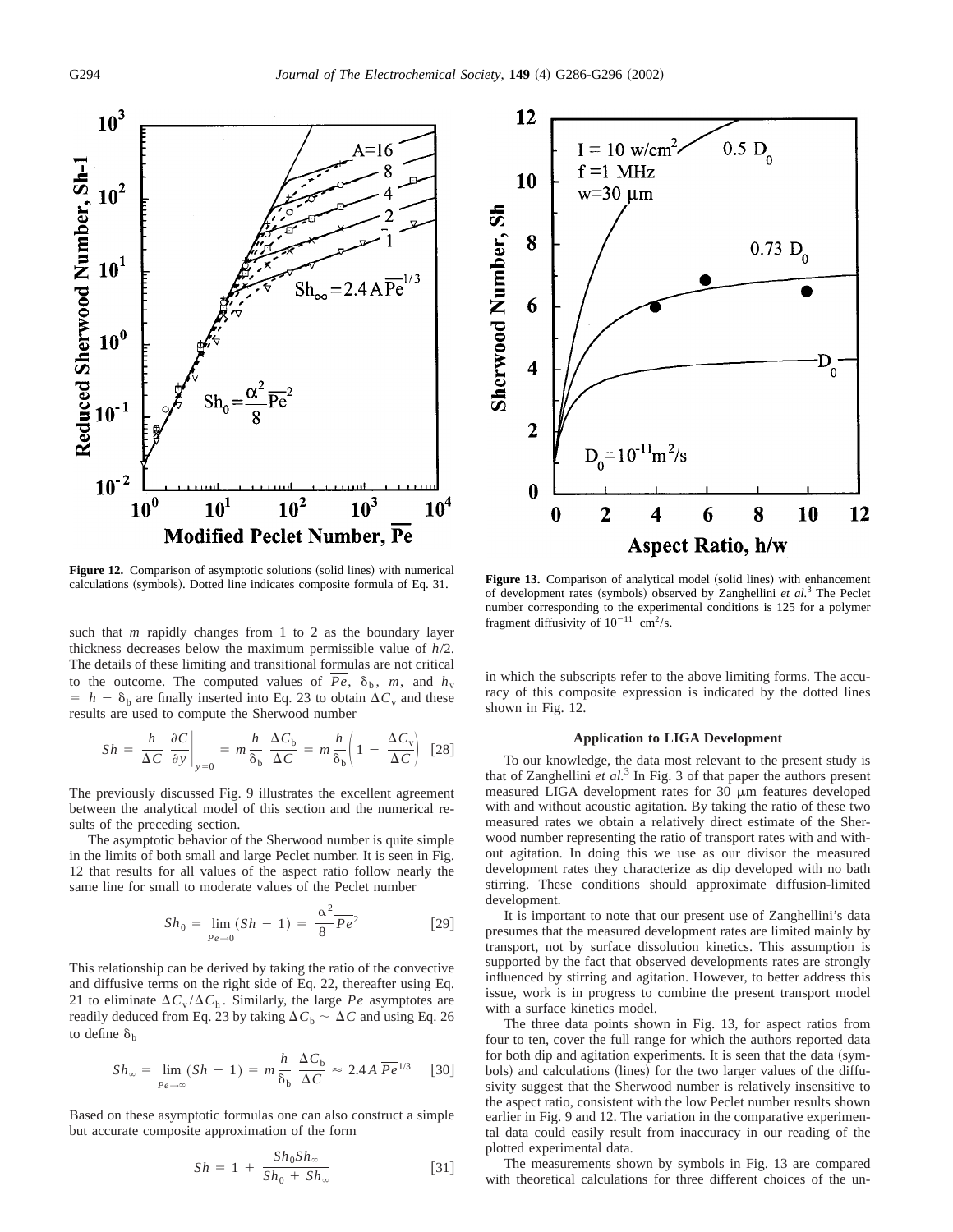Reduced Sherwood Number, Sh-1

Modified Peclet Number, $\overline{Pe}$

$10^{-2}$ $10^{-1}$ $10^{0}$ $10^{1}$ $10^{2}$ $10^{3}$

$10^{0}$ $10^{1}$ $10^{2}$ $10^{3}$ $10^{4}$

A=16

8

4

2

1

$Sh_\infty = 2.4 A \overline{Pe}^{1/3}$

$Sh_0 = \frac{\alpha^2}{8} \overline{Pe}^2$

**Figure 12.** Comparison of asymptotic solutions (solid lines) with numerical calculations (symbols). Dotted line indicates composite formula of Eq. 31.

Sherwood Number, Sh

Aspect Ratio, h/w

0 2 4 6 8 10 12

0 2 4 6 8 10 12

I = 10 w/cm$^2$

f =1 MHz

w=30 μm

0.5 $D_0$

0.73 $D_0$

$D_0$

$D_0 = 10^{-11} m^2/s$

**Figure 13.** Comparison of analytical model (solid lines) with enhancement of development rates (symbols) observed by Zanghellini *et al.*[3] The Peclet number corresponding to the experimental conditions is 125 for a polymer fragment diffusivity of $10^{-11}$ cm$^2$/s.

such that $m$ rapidly changes from 1 to 2 as the boundary layer thickness decreases below the maximum permissible value of $h/2$. The details of these limiting and transitional formulas are not critical to the outcome. The computed values of $\overline{Pe}$, $\delta_b$, $m$, and $h_v = h - \delta_b$ are finally inserted into Eq. 23 to obtain $\Delta C_v$ and these results are used to compute the Sherwood number

$$Sh = \frac{h}{\Delta C} \left.\frac{\partial C}{\partial y}\right|_{y=0} = m\frac{h}{\delta_b}\frac{\Delta C_b}{\Delta C} = m\frac{h}{\delta_b}\left(1 - \frac{\Delta C_v}{\Delta C}\right) \quad [28]$$

The previously discussed Fig. 9 illustrates the excellent agreement between the analytical model of this section and the numerical results of the preceding section.

The asymptotic behavior of the Sherwood number is quite simple in the limits of both small and large Peclet number. It is seen in Fig. 12 that results for all values of the aspect ratio follow nearly the same line for small to moderate values of the Peclet number

$$Sh_0 = \lim_{Pe \to 0} (Sh - 1) = \frac{\alpha^2}{8}\overline{Pe}^2 \quad [29]$$

This relationship can be derived by taking the ratio of the convective and diffusive terms on the right side of Eq. 22, thereafter using Eq. 21 to eliminate $\Delta C_v/\Delta C_h$. Similarly, the large $Pe$ asymptotes are readily deduced from Eq. 23 by taking $\Delta C_b \sim \Delta C$ and using Eq. 26 to define $\delta_b$

$$Sh_\infty = \lim_{Pe \to \infty} (Sh - 1) = m\frac{h}{\delta_b}\frac{\Delta C_b}{\Delta C} \approx 2.4 A\,\overline{Pe}^{1/3} \quad [30]$$

Based on these asymptotic formulas one can also construct a simple but accurate composite approximation of the form

$$Sh = 1 + \frac{Sh_0 Sh_\infty}{Sh_0 + Sh_\infty} \quad [31]$$

in which the subscripts refer to the above limiting forms. The accuracy of this composite expression is indicated by the dotted lines shown in Fig. 12.

### Application to LIGA Development

To our knowledge, the data most relevant to the present study is that of Zanghellini *et al.*[3] In Fig. 3 of that paper the authors present measured LIGA development rates for 30 μm features developed with and without acoustic agitation. By taking the ratio of these two measured rates we obtain a relatively direct estimate of the Sherwood number representing the ratio of transport rates with and without agitation. In doing this we use as our divisor the measured development rates they characterize as dip developed with no bath stirring. These conditions should approximate diffusion-limited development.

It is important to note that our present use of Zanghellini's data presumes that the measured development rates are limited mainly by transport, not by surface dissolution kinetics. This assumption is supported by the fact that observed developments rates are strongly influenced by stirring and agitation. However, to better address this issue, work is in progress to combine the present transport model with a surface kinetics model.

The three data points shown in Fig. 13, for aspect ratios from four to ten, cover the full range for which the authors reported data for both dip and agitation experiments. It is seen that the data (symbols) and calculations (lines) for the two larger values of the diffusivity suggest that the Sherwood number is relatively insensitive to the aspect ratio, consistent with the low Peclet number results shown earlier in Fig. 9 and 12. The variation in the comparative experimental data could easily result from inaccuracy in our reading of the plotted experimental data.

The measurements shown by symbols in Fig. 13 are compared with theoretical calculations for three different choices of the un-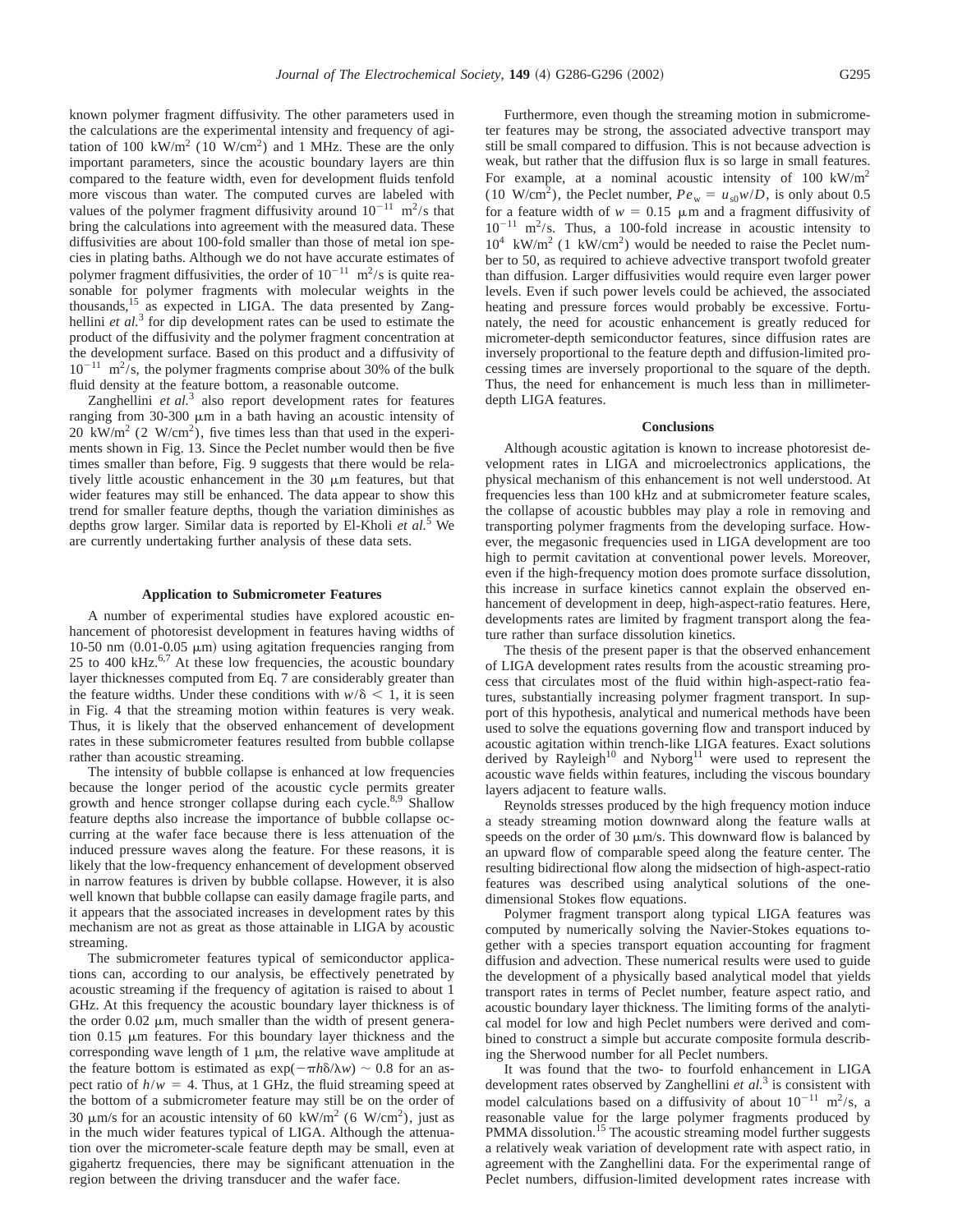known polymer fragment diffusivity. The other parameters used in the calculations are the experimental intensity and frequency of agitation of 100 kW/m$^2$ (10 W/cm$^2$) and 1 MHz. These are the only important parameters, since the acoustic boundary layers are thin compared to the feature width, even for development fluids tenfold more viscous than water. The computed curves are labeled with values of the polymer fragment diffusivity around $10^{-11}$ m$^2$/s that bring the calculations into agreement with the measured data. These diffusivities are about 100-fold smaller than those of metal ion species in plating baths. Although we do not have accurate estimates of polymer fragment diffusivities, the order of $10^{-11}$ m$^2$/s is quite reasonable for polymer fragments with molecular weights in the thousands,[15] as expected in LIGA. The data presented by Zanghellini *et al.*[3] for dip development rates can be used to estimate the product of the diffusivity and the polymer fragment concentration at the development surface. Based on this product and a diffusivity of $10^{-11}$ m$^2$/s, the polymer fragments comprise about 30% of the bulk fluid density at the feature bottom, a reasonable outcome.

Zanghellini *et al.*[3] also report development rates for features ranging from 30-300 μm in a bath having an acoustic intensity of 20 kW/m$^2$ (2 W/cm$^2$), five times less than that used in the experiments shown in Fig. 13. Since the Peclet number would then be five times smaller than before, Fig. 9 suggests that there would be relatively little acoustic enhancement in the 30 μm features, but that wider features may still be enhanced. The data appear to show this trend for smaller feature depths, though the variation diminishes as depths grow larger. Similar data is reported by El-Kholi *et al.*[5] We are currently undertaking further analysis of these data sets.

## Application to Submicrometer Features

A number of experimental studies have explored acoustic enhancement of photoresist development in features having widths of 10-50 nm (0.01-0.05 μm) using agitation frequencies ranging from 25 to 400 kHz.[6,7] At these low frequencies, the acoustic boundary layer thicknesses computed from Eq. 7 are considerably greater than the feature widths. Under these conditions with $w/\delta < 1$, it is seen in Fig. 4 that the streaming motion within features is very weak. Thus, it is likely that the observed enhancement of development rates in these submicrometer features resulted from bubble collapse rather than acoustic streaming.

The intensity of bubble collapse is enhanced at low frequencies because the longer period of the acoustic cycle permits greater growth and hence stronger collapse during each cycle.[8,9] Shallow feature depths also increase the importance of bubble collapse occurring at the wafer face because there is less attenuation of the induced pressure waves along the feature. For these reasons, it is likely that the low-frequency enhancement of development observed in narrow features is driven by bubble collapse. However, it is also well known that bubble collapse can easily damage fragile parts, and it appears that the associated increases in development rates by this mechanism are not as great as those attainable in LIGA by acoustic streaming.

The submicrometer features typical of semiconductor applications can, according to our analysis, be effectively penetrated by acoustic streaming if the frequency of agitation is raised to about 1 GHz. At this frequency the acoustic boundary layer thickness is of the order 0.02 μm, much smaller than the width of present generation 0.15 μm features. For this boundary layer thickness and the corresponding wave length of 1 μm, the relative wave amplitude at the feature bottom is estimated as $\exp(-\pi h\delta/\lambda w) \sim 0.8$ for an aspect ratio of $h/w = 4$. Thus, at 1 GHz, the fluid streaming speed at the bottom of a submicrometer feature may still be on the order of 30 μm/s for an acoustic intensity of 60 kW/m$^2$ (6 W/cm$^2$), just as in the much wider features typical of LIGA. Although the attenuation over the micrometer-scale feature depth may be small, even at gigahertz frequencies, there may be significant attenuation in the region between the driving transducer and the wafer face.

Furthermore, even though the streaming motion in submicrometer features may be strong, the associated advective transport may still be small compared to diffusion. This is not because advection is weak, but rather that the diffusion flux is so large in small features. For example, at a nominal acoustic intensity of 100 kW/m$^2$ (10 W/cm$^2$), the Peclet number, $Pe_w = u_{s0}w/D$, is only about 0.5 for a feature width of $w = 0.15$ μm and a fragment diffusivity of $10^{-11}$ m$^2$/s. Thus, a 100-fold increase in acoustic intensity to $10^4$ kW/m$^2$ (1 kW/cm$^2$) would be needed to raise the Peclet number to 50, as required to achieve advective transport twofold greater than diffusion. Larger diffusivities would require even larger power levels. Even if such power levels could be achieved, the associated heating and pressure forces would probably be excessive. Fortunately, the need for acoustic enhancement is greatly reduced for micrometer-depth semiconductor features, since diffusion rates are inversely proportional to the feature depth and diffusion-limited processing times are inversely proportional to the square of the depth. Thus, the need for enhancement is much less than in millimeter-depth LIGA features.

## Conclusions

Although acoustic agitation is known to increase photoresist development rates in LIGA and microelectronics applications, the physical mechanism of this enhancement is not well understood. At frequencies less than 100 kHz and at submicrometer feature scales, the collapse of acoustic bubbles may play a role in removing and transporting polymer fragments from the developing surface. However, the megasonic frequencies used in LIGA development are too high to permit cavitation at conventional power levels. Moreover, even if the high-frequency motion does promote surface dissolution, this increase in surface kinetics cannot explain the observed enhancement of development in deep, high-aspect-ratio features. Here, developments rates are limited by fragment transport along the feature rather than surface dissolution kinetics.

The thesis of the present paper is that the observed enhancement of LIGA development rates results from the acoustic streaming process that circulates most of the fluid within high-aspect-ratio features, substantially increasing polymer fragment transport. In support of this hypothesis, analytical and numerical methods have been used to solve the equations governing flow and transport induced by acoustic agitation within trench-like LIGA features. Exact solutions derived by Rayleigh[10] and Nyborg[11] were used to represent the acoustic wave fields within features, including the viscous boundary layers adjacent to feature walls.

Reynolds stresses produced by the high frequency motion induce a steady streaming motion downward along the feature walls at speeds on the order of 30 μm/s. This downward flow is balanced by an upward flow of comparable speed along the feature center. The resulting bidirectional flow along the midsection of high-aspect-ratio features was described using analytical solutions of the one-dimensional Stokes flow equations.

Polymer fragment transport along typical LIGA features was computed by numerically solving the Navier-Stokes equations together with a species transport equation accounting for fragment diffusion and advection. These numerical results were used to guide the development of a physically based analytical model that yields transport rates in terms of Peclet number, feature aspect ratio, and acoustic boundary layer thickness. The limiting forms of the analytical model for low and high Peclet numbers were derived and combined to construct a simple but accurate composite formula describing the Sherwood number for all Peclet numbers.

It was found that the two- to fourfold enhancement in LIGA development rates observed by Zanghellini *et al.*[3] is consistent with model calculations based on a diffusivity of about $10^{-11}$ m$^2$/s, a reasonable value for the large polymer fragments produced by PMMA dissolution.[15] The acoustic streaming model further suggests a relatively weak variation of development rate with aspect ratio, in agreement with the Zanghellini data. For the experimental range of Peclet numbers, diffusion-limited development rates increase with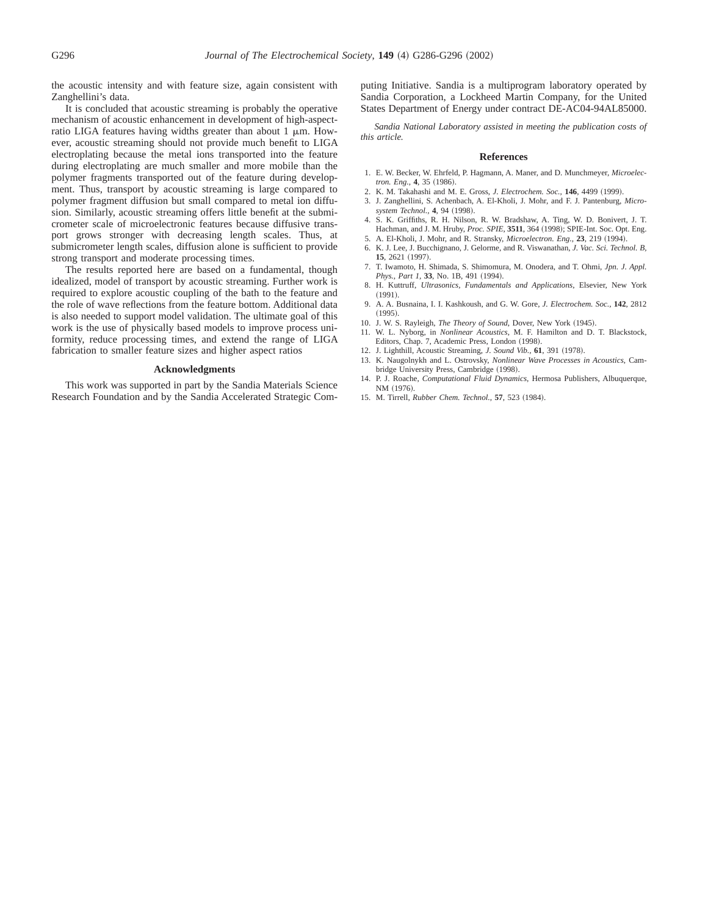the acoustic intensity and with feature size, again consistent with Zanghellini's data.

It is concluded that acoustic streaming is probably the operative mechanism of acoustic enhancement in development of high-aspect-ratio LIGA features having widths greater than about 1 μm. However, acoustic streaming should not provide much benefit to LIGA electroplating because the metal ions transported into the feature during electroplating are much smaller and more mobile than the polymer fragments transported out of the feature during development. Thus, transport by acoustic streaming is large compared to polymer fragment diffusion but small compared to metal ion diffusion. Similarly, acoustic streaming offers little benefit at the submicrometer scale of microelectronic features because diffusive transport grows stronger with decreasing length scales. Thus, at submicrometer length scales, diffusion alone is sufficient to provide strong transport and moderate processing times.

The results reported here are based on a fundamental, though idealized, model of transport by acoustic streaming. Further work is required to explore acoustic coupling of the bath to the feature and the role of wave reflections from the feature bottom. Additional data is also needed to support model validation. The ultimate goal of this work is the use of physically based models to improve process uniformity, reduce processing times, and extend the range of LIGA fabrication to smaller feature sizes and higher aspect ratios

## Acknowledgments

This work was supported in part by the Sandia Materials Science Research Foundation and by the Sandia Accelerated Strategic Computing Initiative. Sandia is a multiprogram laboratory operated by Sandia Corporation, a Lockheed Martin Company, for the United States Department of Energy under contract DE-AC04-94AL85000.

*Sandia National Laboratory assisted in meeting the publication costs of this article.*

## References

1. E. W. Becker, W. Ehrfeld, P. Hagmann, A. Maner, and D. Munchmeyer, *Microelectron. Eng.*, **4**, 35 (1986).
2. K. M. Takahashi and M. E. Gross, *J. Electrochem. Soc.*, **146**, 4499 (1999).
3. J. Zanghellini, S. Achenbach, A. El-Kholi, J. Mohr, and F. J. Pantenburg, *Microsystem Technol.*, **4**, 94 (1998).
4. S. K. Griffiths, R. H. Nilson, R. W. Bradshaw, A. Ting, W. D. Bonivert, J. T. Hachman, and J. M. Hruby, *Proc. SPIE*, **3511**, 364 (1998); SPIE-Int. Soc. Opt. Eng.
5. A. El-Kholi, J. Mohr, and R. Stransky, *Microelectron. Eng.*, **23**, 219 (1994).
6. K. J. Lee, J. Bucchignano, J. Gelorme, and R. Viswanathan, *J. Vac. Sci. Technol. B*, **15**, 2621 (1997).
7. T. Iwamoto, H. Shimada, S. Shimomura, M. Onodera, and T. Ohmi, *Jpn. J. Appl. Phys., Part 1*, **33**, No. 1B, 491 (1994).
8. H. Kuttruff, *Ultrasonics, Fundamentals and Applications*, Elsevier, New York (1991).
9. A. A. Busnaina, I. I. Kashkoush, and G. W. Gore, *J. Electrochem. Soc.*, **142**, 2812 (1995).
10. J. W. S. Rayleigh, *The Theory of Sound*, Dover, New York (1945).
11. W. L. Nyborg, in *Nonlinear Acoustics*, M. F. Hamilton and D. T. Blackstock, Editors, Chap. 7, Academic Press, London (1998).
12. J. Lighthill, Acoustic Streaming, *J. Sound Vib.*, **61**, 391 (1978).
13. K. Naugolnykh and L. Ostrovsky, *Nonlinear Wave Processes in Acoustics*, Cambridge University Press, Cambridge (1998).
14. P. J. Roache, *Computational Fluid Dynamics*, Hermosa Publishers, Albuquerque, NM (1976).
15. M. Tirrell, *Rubber Chem. Technol.*, **57**, 523 (1984).